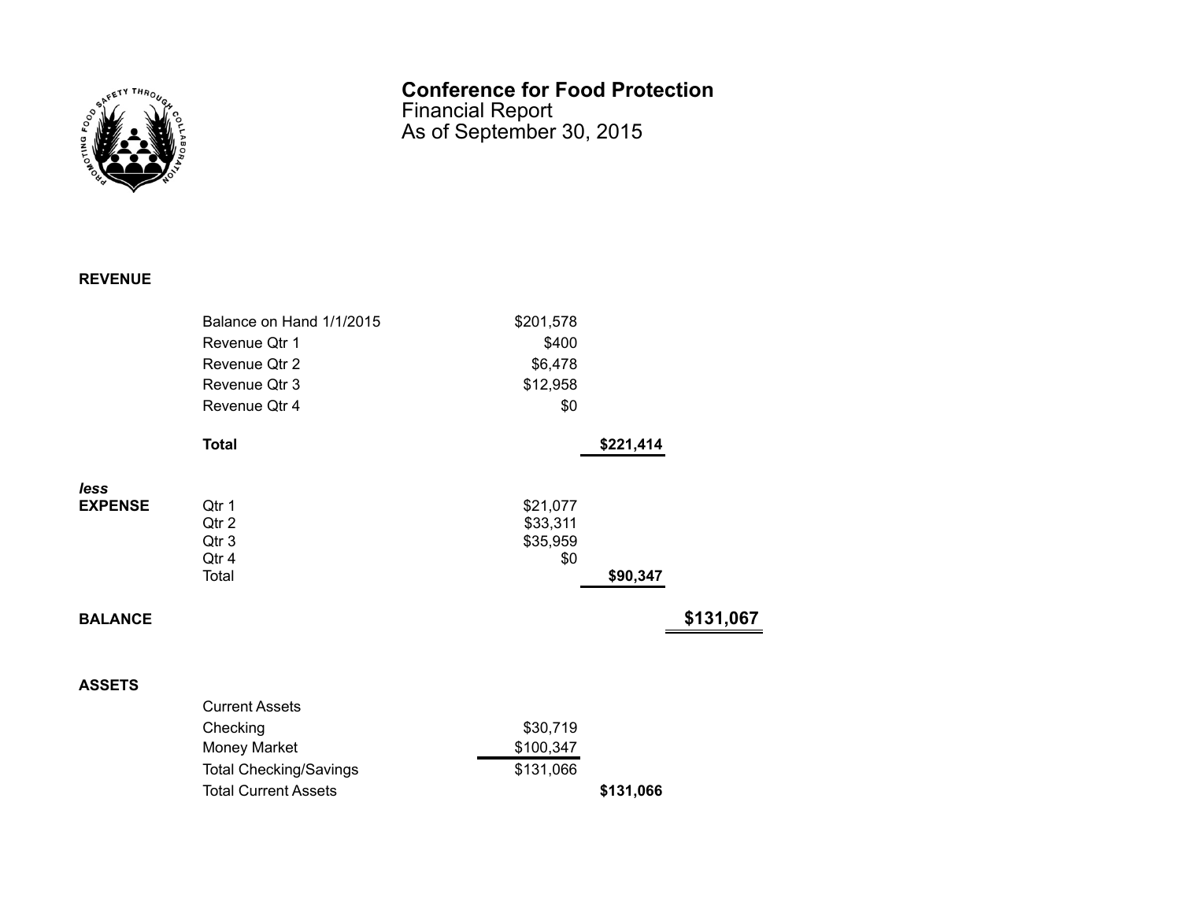# Conference for Food Protection

Financial Report
As of September 30, 2015

| | | | | |
|---|---|---|---|---|
| **REVENUE** | | | | |
| | Balance on Hand 1/1/2015 | $201,578 | | |
| | Revenue Qtr 1 | $400 | | |
| | Revenue Qtr 2 | $6,478 | | |
| | Revenue Qtr 3 | $12,958 | | |
| | Revenue Qtr 4 | $0 | | |
| | **Total** | | **$221,414** | |
| ***less*** **EXPENSE** | Qtr 1 | $21,077 | | |
| | Qtr 2 | $33,311 | | |
| | Qtr 3 | $35,959 | | |
| | Qtr 4 | $0 | | |
| | Total | | **$90,347** | |
| **BALANCE** | | | | **$131,067** |
| **ASSETS** | | | | |
| | Current Assets | | | |
| | Checking | $30,719 | | |
| | Money Market | $100,347 | | |
| | Total Checking/Savings | $131,066 | | |
| | Total Current Assets | | **$131,066** | |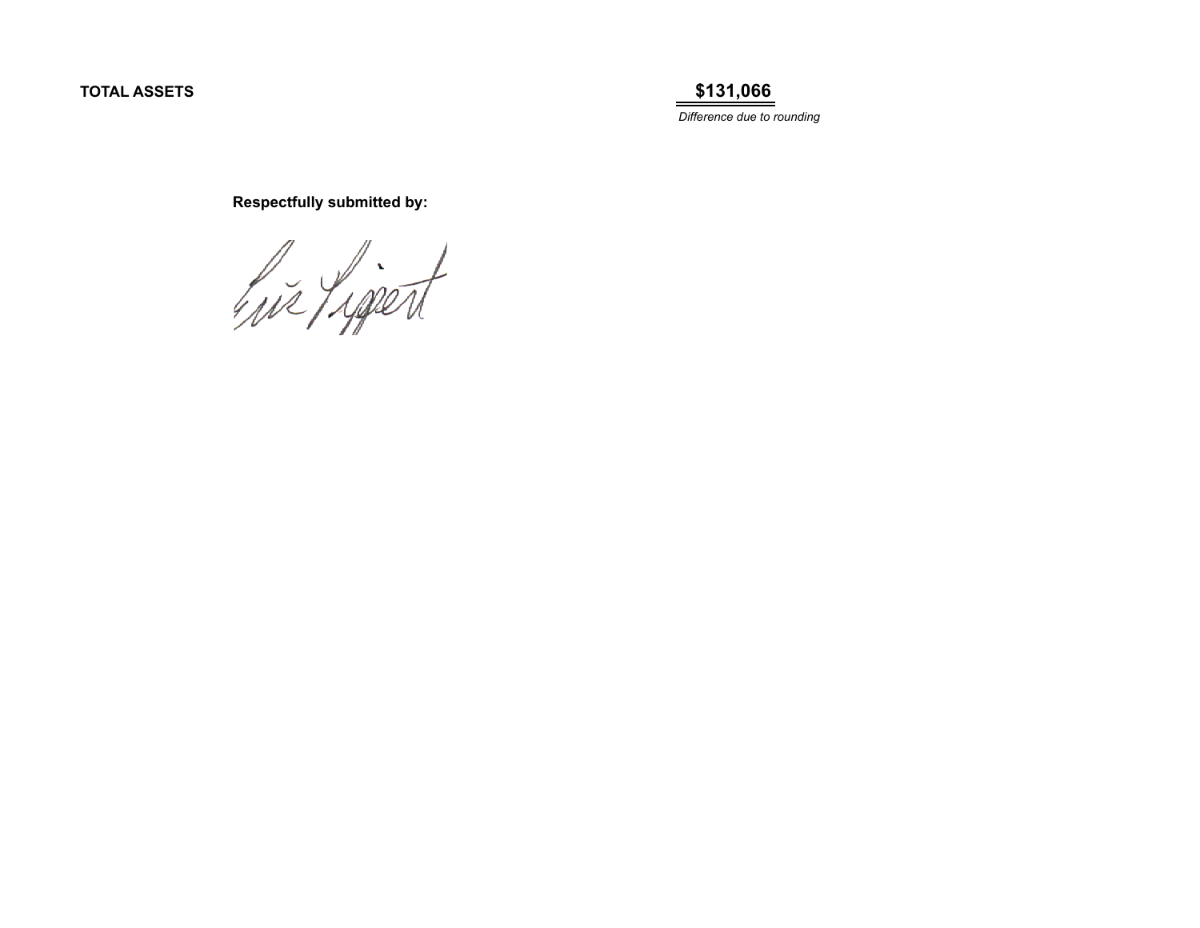| | |
|---|---|
| **TOTAL ASSETS** | **$131,066** |
| | *Difference due to rounding* |

**Respectfully submitted by:**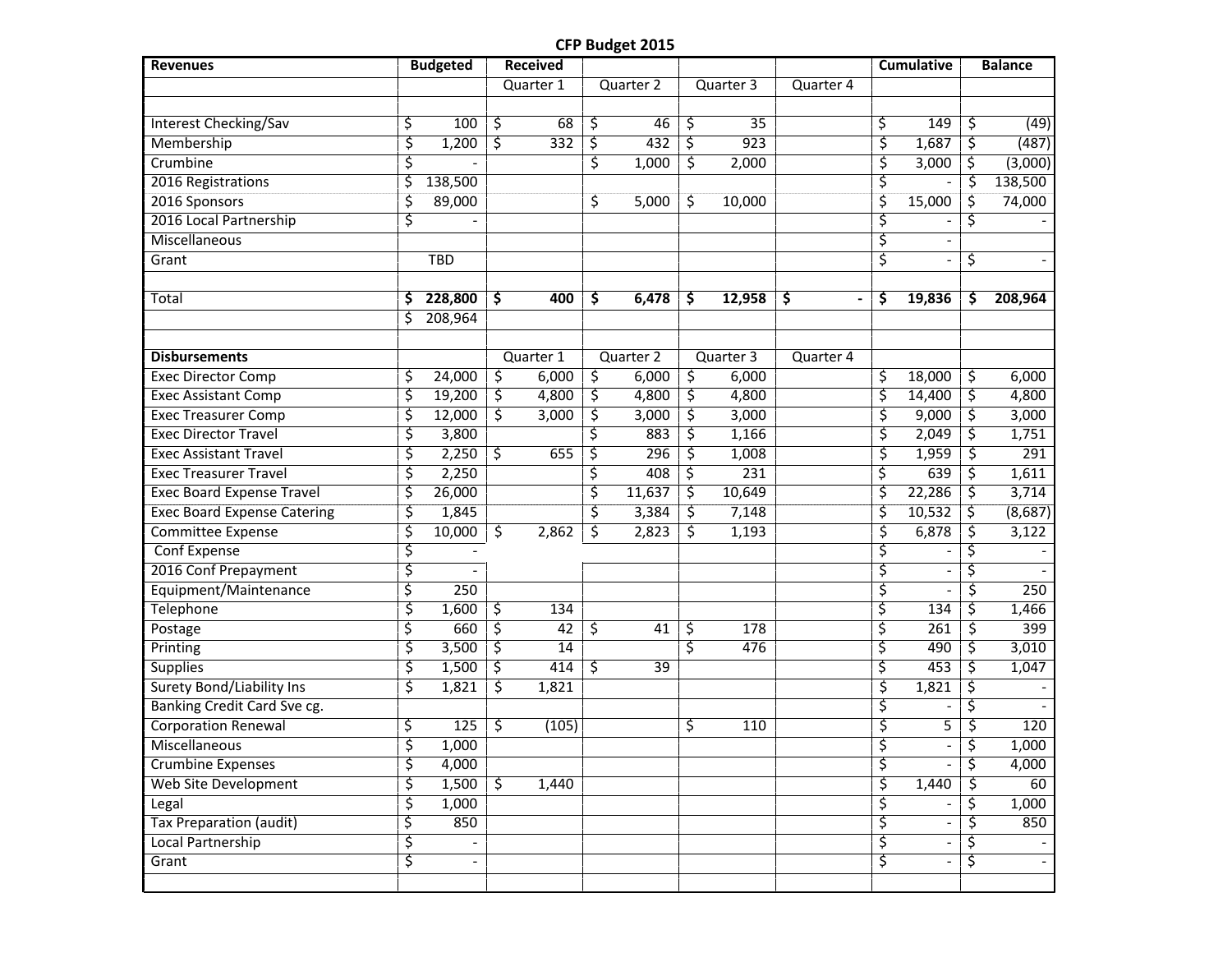# CFP Budget 2015

| Revenues | Budgeted | Received | | | | Cumulative | Balance |
|---|---|---|---|---|---|---|---|
| | | Quarter 1 | Quarter 2 | Quarter 3 | Quarter 4 | | |
| | | | | | | | |
| Interest Checking/Sav | $ 100 | $ 68 | $ 46 | $ 35 | | $ 149 | $ (49) |
| Membership | $ 1,200 | $ 332 | $ 432 | $ 923 | | $ 1,687 | $ (487) |
| Crumbine | $ - | | $ 1,000 | $ 2,000 | | $ 3,000 | $ (3,000) |
| 2016 Registrations | $ 138,500 | | | | | $ - | $ 138,500 |
| 2016 Sponsors | $ 89,000 | | $ 5,000 | $ 10,000 | | $ 15,000 | $ 74,000 |
| 2016 Local Partnership | $ - | | | | | $ - | $ - |
| Miscellaneous | | | | | | $ - | |
| Grant | TBD | | | | | $ - | $ - |
| | | | | | | | |
| Total | **$ 228,800** | **$ 400** | **$ 6,478** | **$ 12,958** | **$ -** | **$ 19,836** | **$ 208,964** |
| | $ 208,964 | | | | | | |
| | | | | | | | |
| **Disbursements** | | Quarter 1 | Quarter 2 | Quarter 3 | Quarter 4 | | |
| Exec Director Comp | $ 24,000 | $ 6,000 | $ 6,000 | $ 6,000 | | $ 18,000 | $ 6,000 |
| Exec Assistant Comp | $ 19,200 | $ 4,800 | $ 4,800 | $ 4,800 | | $ 14,400 | $ 4,800 |
| Exec Treasurer Comp | $ 12,000 | $ 3,000 | $ 3,000 | $ 3,000 | | $ 9,000 | $ 3,000 |
| Exec Director Travel | $ 3,800 | | $ 883 | $ 1,166 | | $ 2,049 | $ 1,751 |
| Exec Assistant Travel | $ 2,250 | $ 655 | $ 296 | $ 1,008 | | $ 1,959 | $ 291 |
| Exec Treasurer Travel | $ 2,250 | | $ 408 | $ 231 | | $ 639 | $ 1,611 |
| Exec Board Expense Travel | $ 26,000 | | $ 11,637 | $ 10,649 | | $ 22,286 | $ 3,714 |
| Exec Board Expense Catering | $ 1,845 | | $ 3,384 | $ 7,148 | | $ 10,532 | $ (8,687) |
| Committee Expense | $ 10,000 | $ 2,862 | $ 2,823 | $ 1,193 | | $ 6,878 | $ 3,122 |
| Conf Expense | $ - | | | | | $ - | $ - |
| 2016 Conf Prepayment | $ - | | | | | $ - | $ - |
| Equipment/Maintenance | $ 250 | | | | | $ - | $ 250 |
| Telephone | $ 1,600 | $ 134 | | | | $ 134 | $ 1,466 |
| Postage | $ 660 | $ 42 | $ 41 | $ 178 | | $ 261 | $ 399 |
| Printing | $ 3,500 | $ 14 | | $ 476 | | $ 490 | $ 3,010 |
| Supplies | $ 1,500 | $ 414 | $ 39 | | | $ 453 | $ 1,047 |
| Surety Bond/Liability Ins | $ 1,821 | $ 1,821 | | | | $ 1,821 | $ - |
| Banking Credit Card Sve cg. | | | | | | $ - | $ - |
| Corporation Renewal | $ 125 | $ (105) | | $ 110 | | $ 5 | $ 120 |
| Miscellaneous | $ 1,000 | | | | | $ - | $ 1,000 |
| Crumbine Expenses | $ 4,000 | | | | | $ - | $ 4,000 |
| Web Site Development | $ 1,500 | $ 1,440 | | | | $ 1,440 | $ 60 |
| Legal | $ 1,000 | | | | | $ - | $ 1,000 |
| Tax Preparation (audit) | $ 850 | | | | | $ - | $ 850 |
| Local Partnership | $ - | | | | | $ - | $ - |
| Grant | $ - | | | | | $ - | $ - |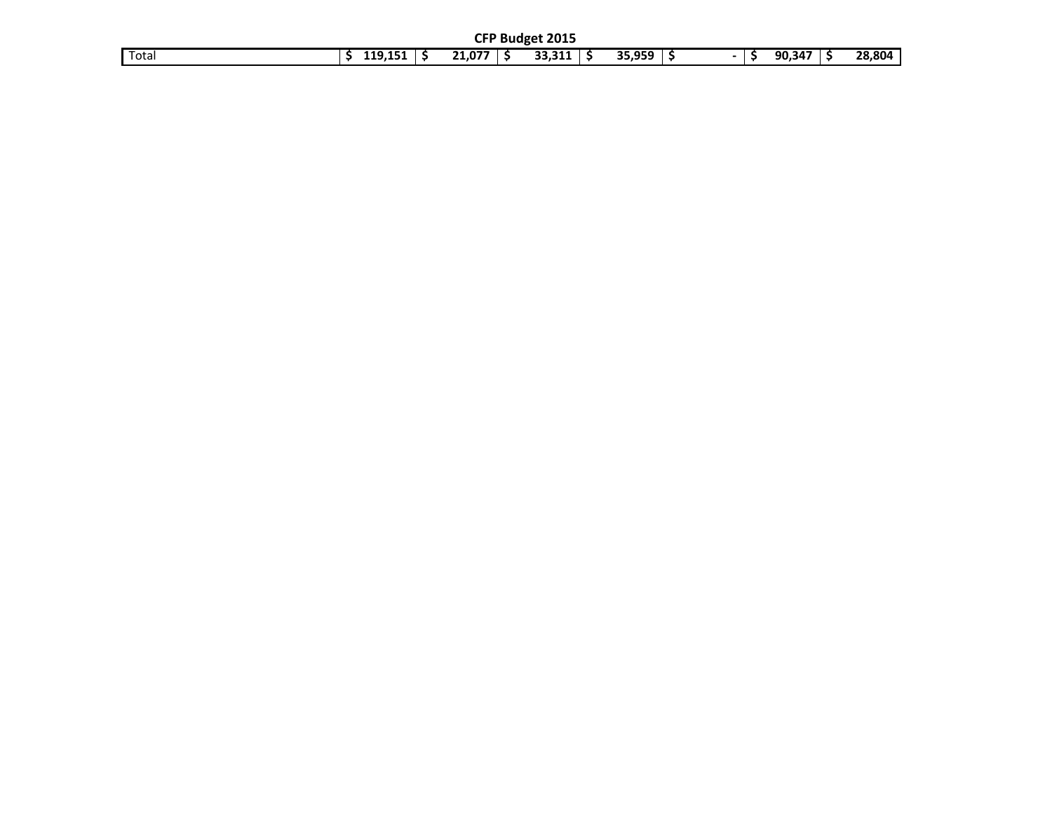**CFP Budget 2015**

| | | | | | | | |
|---|---|---|---|---|---|---|---|
| Total | **$ 119,151** | **$ 21,077** | **$ 33,311** | **$ 35,959** | **$ -** | **$ 90,347** | **$ 28,804** |